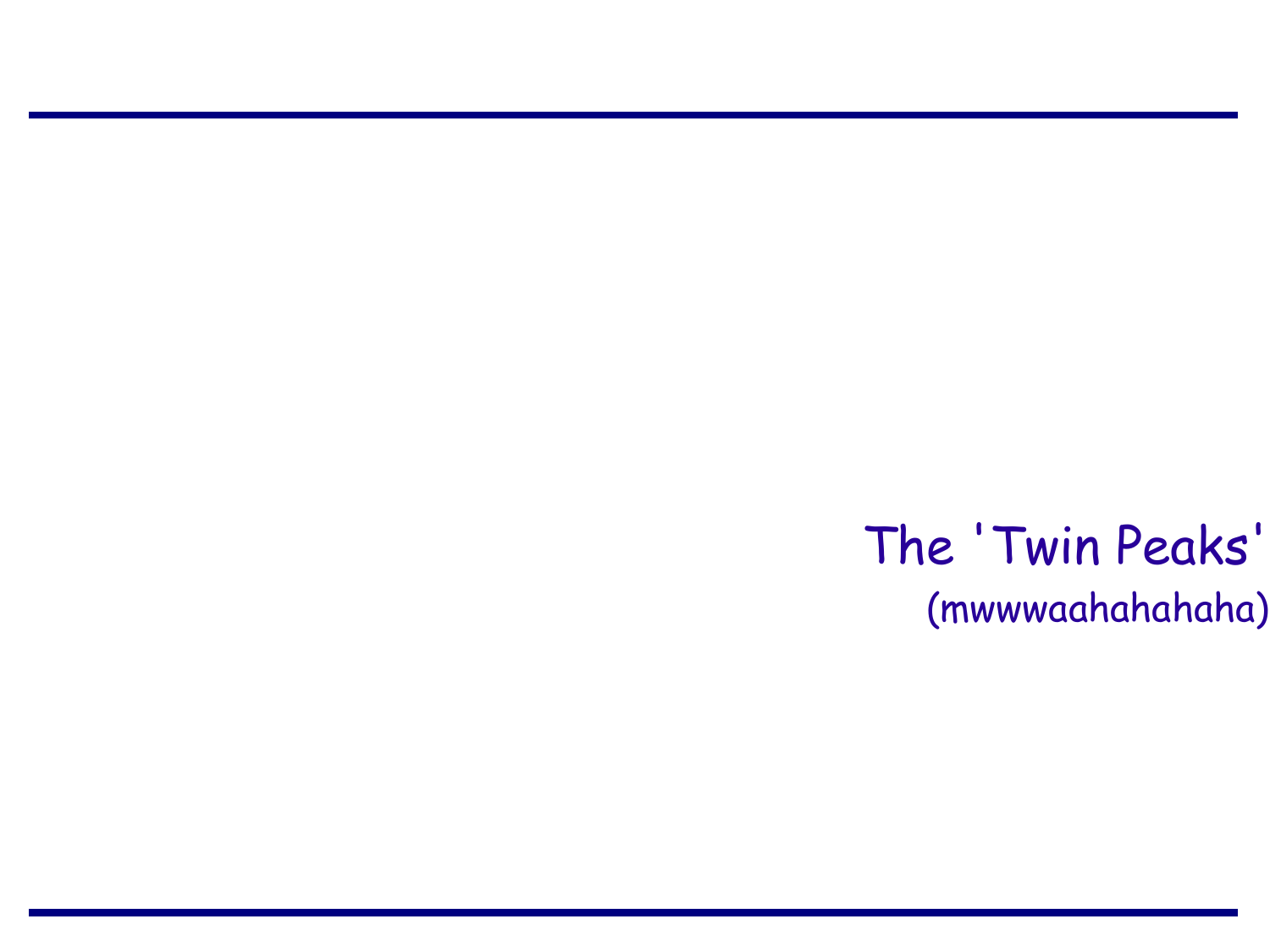# The 'Twin Peaks'

(mwwwaahahahaha)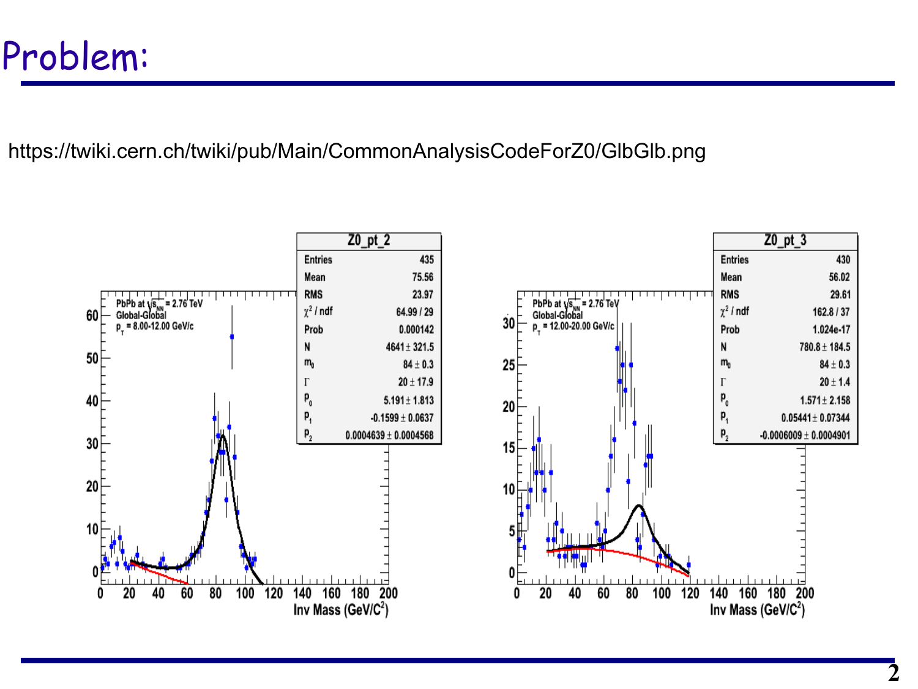# Problem:

https://twiki.cern.ch/twiki/pub/Main/CommonAnalysisCodeForZ0/GlbGlb.png

| Z0_pt_2 | |
|---|---|
| Entries | 435 |
| Mean | 75.56 |
| RMS | 23.97 |
| $\chi^2$ / ndf | 64.99 / 29 |
| Prob | 0.000142 |
| N | 4641 ± 321.5 |
| $m_0$ | 84 ± 0.3 |
| $\Gamma$ | 20 ± 17.9 |
| $p_0$ | 5.191 ± 1.813 |
| $p_1$ | -0.1599 ± 0.0637 |
| $p_2$ | 0.0004639 ± 0.0004568 |

PbPb at $\sqrt{s_{NN}}$ = 2.76 TeV
Global-Global
$p_T$ = 8.00-12.00 GeV/c

Inv Mass (GeV/$C^2$)

| Z0_pt_3 | |
|---|---|
| Entries | 430 |
| Mean | 56.02 |
| RMS | 29.61 |
| $\chi^2$ / ndf | 162.8 / 37 |
| Prob | 1.024e-17 |
| N | 780.8 ± 184.5 |
| $m_0$ | 84 ± 0.3 |
| $\Gamma$ | 20 ± 1.4 |
| $p_0$ | 1.571 ± 2.158 |
| $p_1$ | 0.05441 ± 0.07344 |
| $p_2$ | -0.0006009 ± 0.0004901 |

PbPb at $\sqrt{s_{NN}}$ = 2.76 TeV
Global-Global
$p_T$ = 12.00-20.00 GeV/c

Inv Mass (GeV/$C^2$)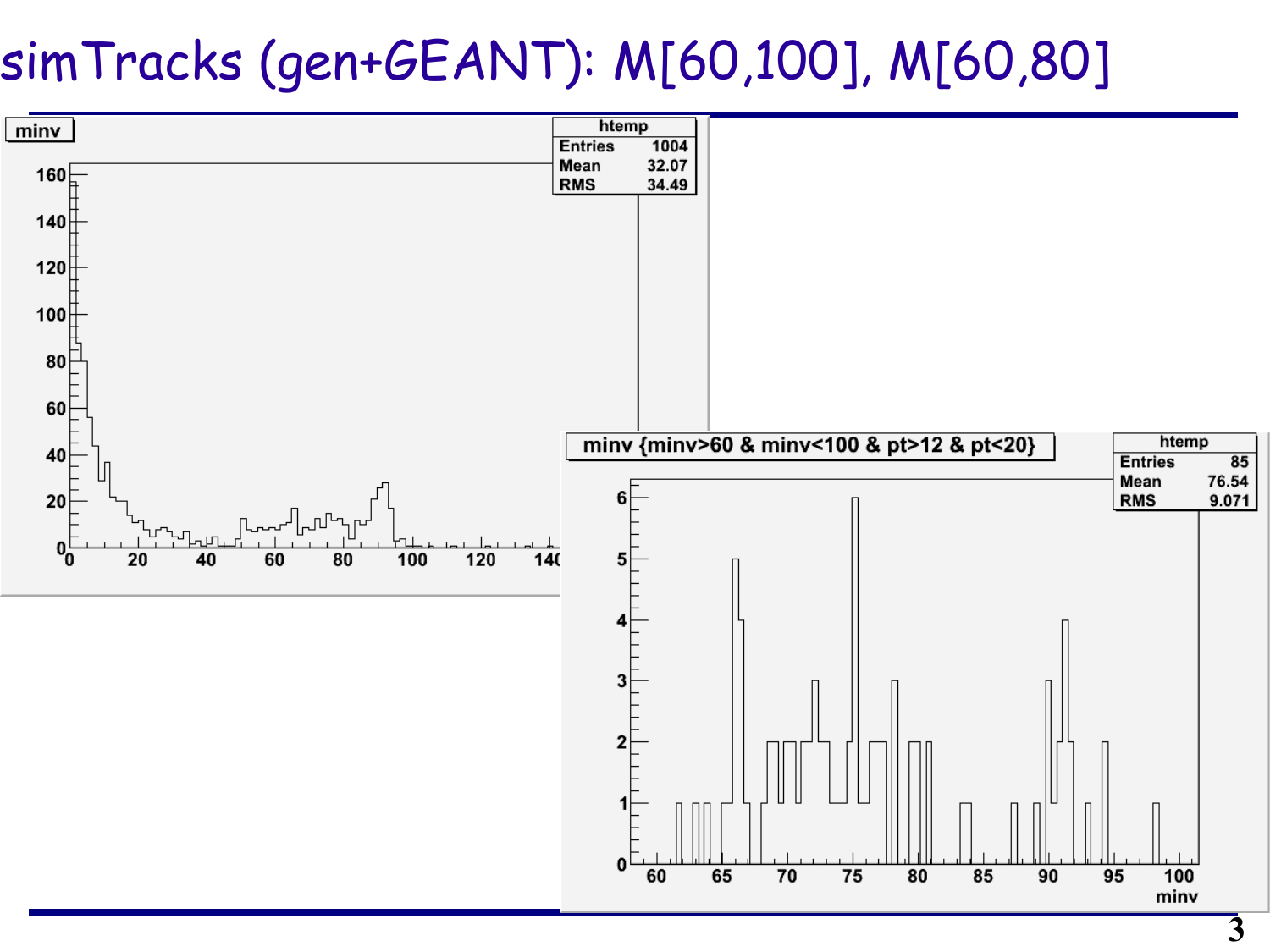# simTracks (gen+GEANT): M[60,100], M[60,80]

minv

| htemp | |
|---|---|
| Entries | 1004 |
| Mean | 32.07 |
| RMS | 34.49 |

minv {minv>60 & minv<100 & pt>12 & pt<20}

| htemp | |
|---|---|
| Entries | 85 |
| Mean | 76.54 |
| RMS | 9.071 |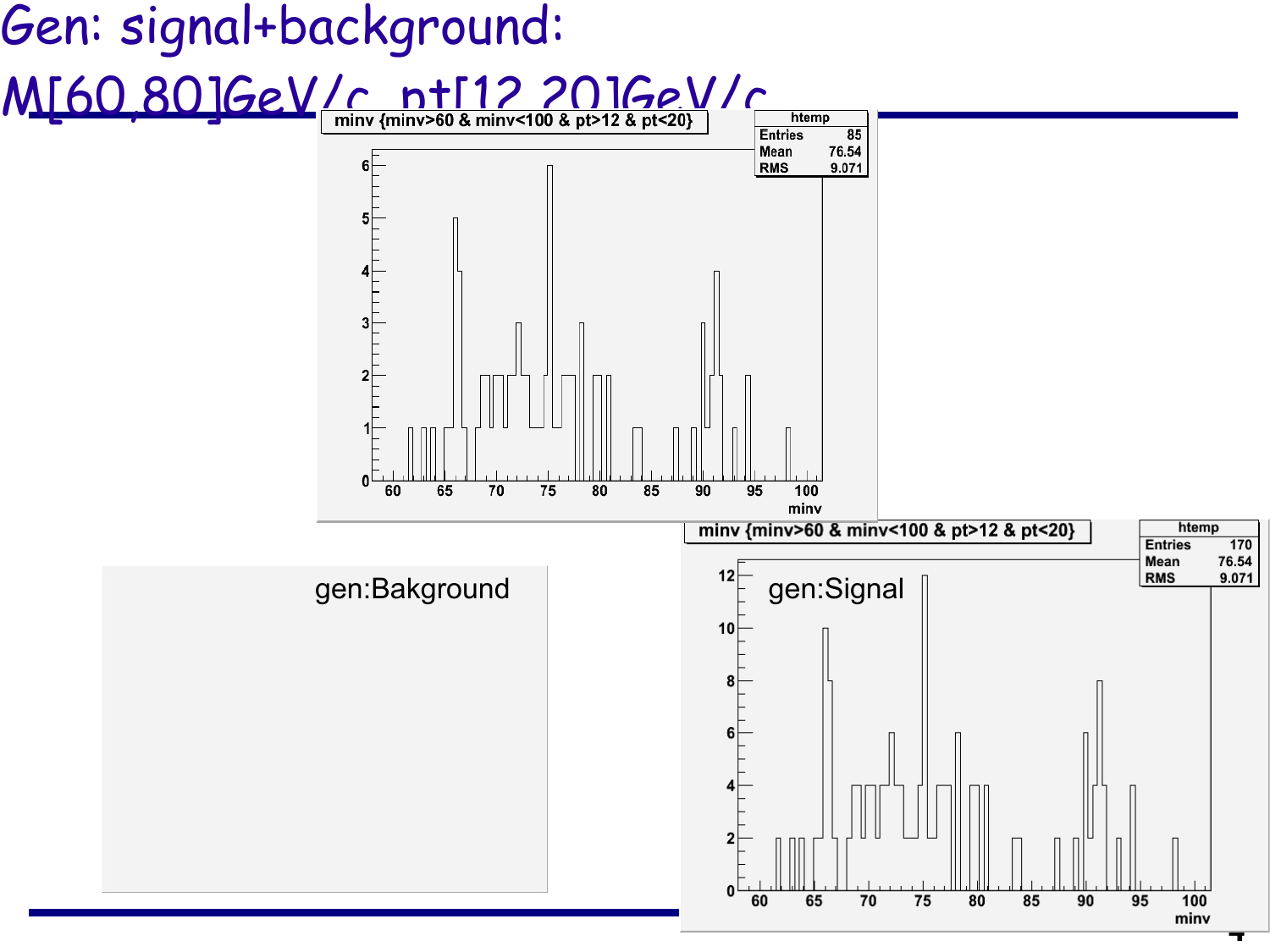# Gen: signal+background: M[60,80]GeV/c, pt[12,20]GeV/c

minv {minv>60 & minv<100 & pt>12 & pt<20}

| htemp | |
|---|---|
| Entries | 85 |
| Mean | 76.54 |
| RMS | 9.071 |

gen:Bakground

minv {minv>60 & minv<100 & pt>12 & pt<20}

| htemp | |
|---|---|
| Entries | 170 |
| Mean | 76.54 |
| RMS | 9.071 |

gen:Signal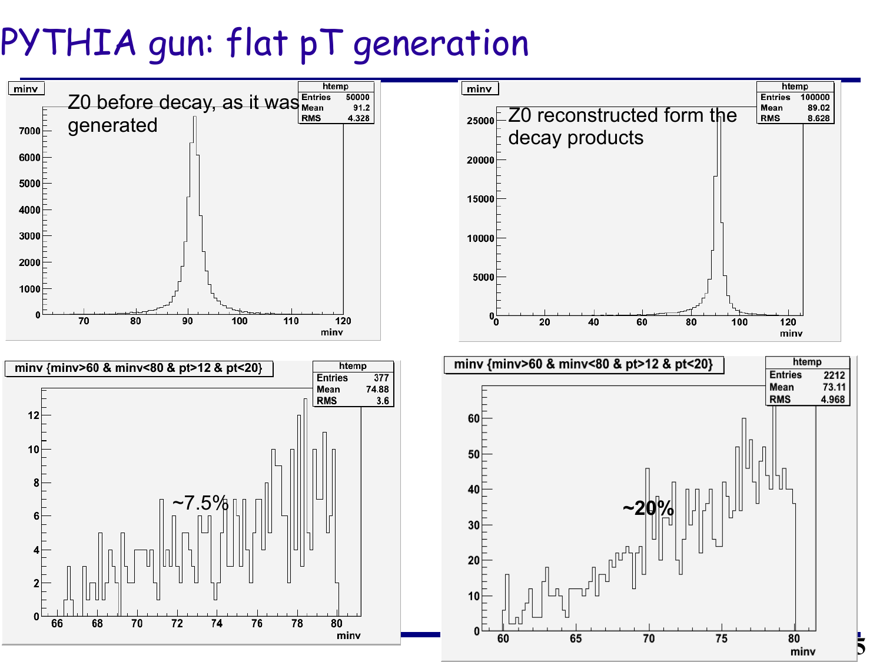# PYTHIA gun: flat pT generation

Z0 before decay, as it was generated

| htemp | |
|---|---|
| Entries | 50000 |
| Mean | 91.2 |
| RMS | 4.328 |

Z0 reconstructed form the decay products

| htemp | |
|---|---|
| Entries | 100000 |
| Mean | 89.02 |
| RMS | 8.628 |

minv {minv>60 & minv<80 & pt>12 & pt<20}

| htemp | |
|---|---|
| Entries | 377 |
| Mean | 74.88 |
| RMS | 3.6 |

~7.5%

minv {minv>60 & minv<80 & pt>12 & pt<20}

| htemp | |
|---|---|
| Entries | 2212 |
| Mean | 73.11 |
| RMS | 4.968 |

~20%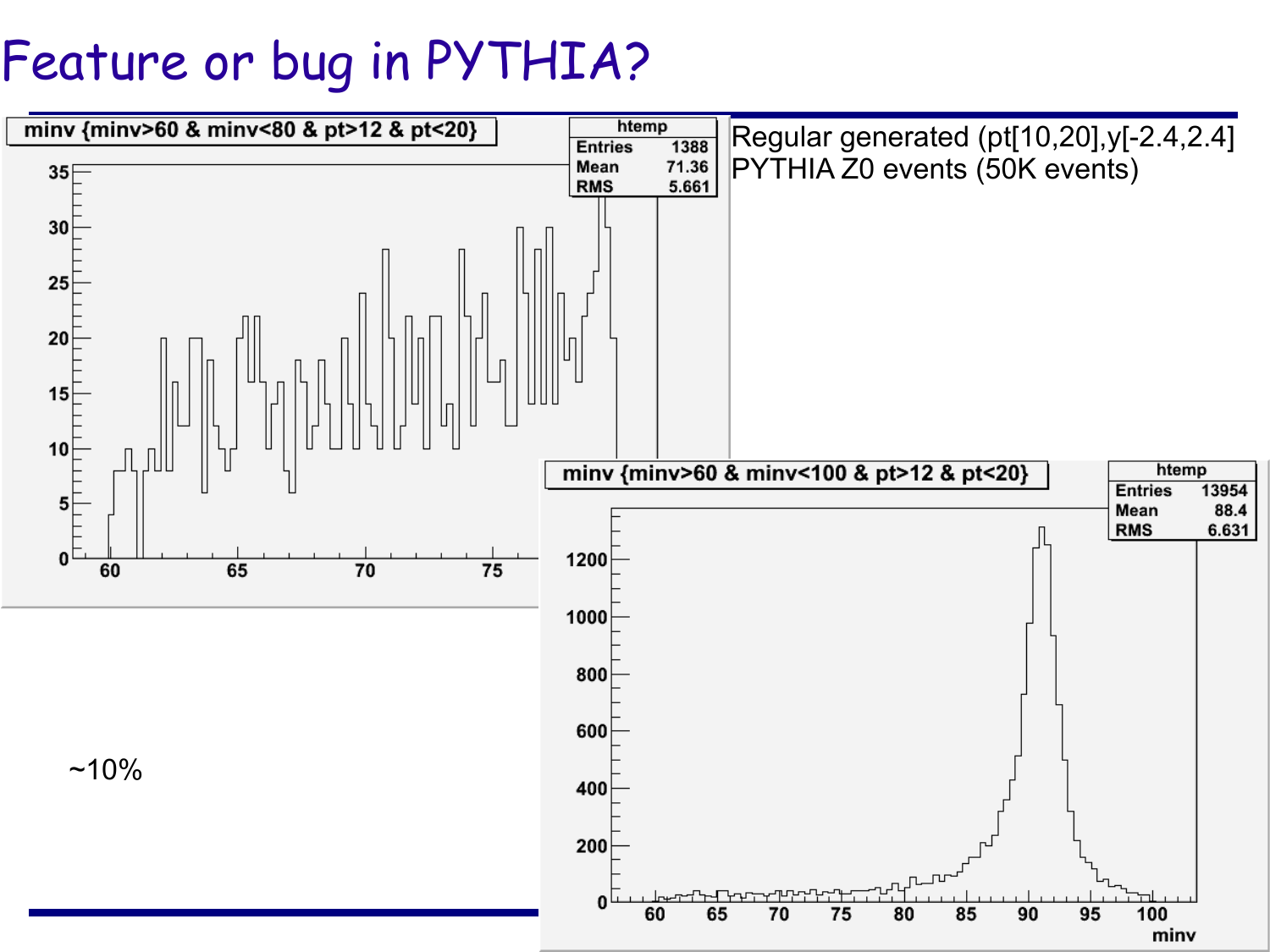# Feature or bug in PYTHIA?

Regular generated (pt[10,20],y[-2.4,2.4]
PYTHIA Z0 events (50K events)

~10%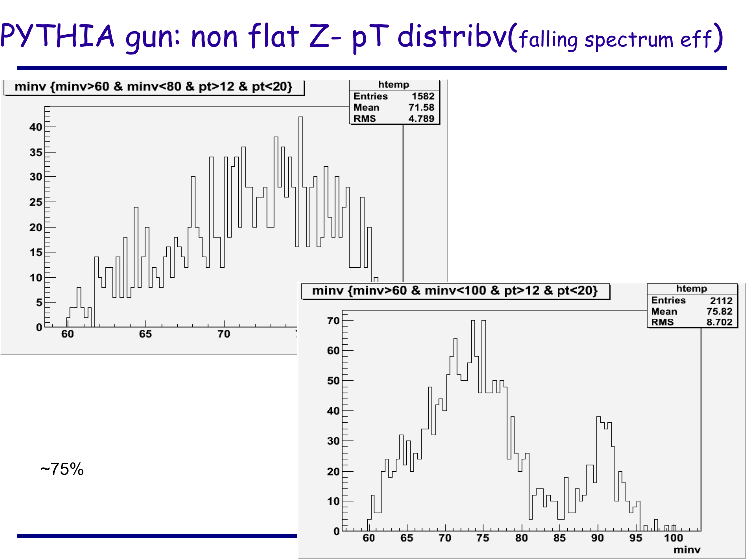# PYTHIA gun: non flat Z- pT distribv(falling spectrum eff)

minv {minv>60 & minv<80 & pt>12 & pt<20}

| htemp | |
|---|---|
| Entries | 1582 |
| Mean | 71.58 |
| RMS | 4.789 |

minv {minv>60 & minv<100 & pt>12 & pt<20}

| htemp | |
|---|---|
| Entries | 2112 |
| Mean | 75.82 |
| RMS | 8.702 |

~75%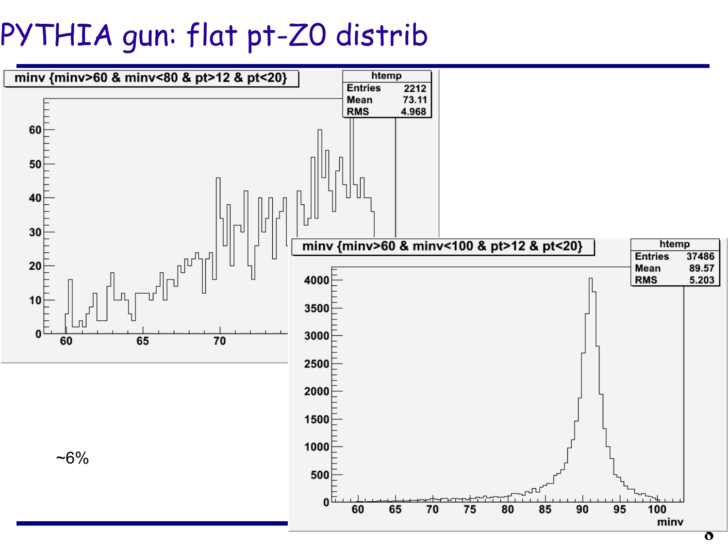# PYTHIA gun: flat pt-Z0 distrib

minv {minv>60 & minv<80 & pt>12 & pt<20}

| htemp | |
|---|---|
| Entries | 2212 |
| Mean | 73.11 |
| RMS | 4.968 |

minv {minv>60 & minv<100 & pt>12 & pt<20}

| htemp | |
|---|---|
| Entries | 37486 |
| Mean | 89.57 |
| RMS | 5.203 |

~6%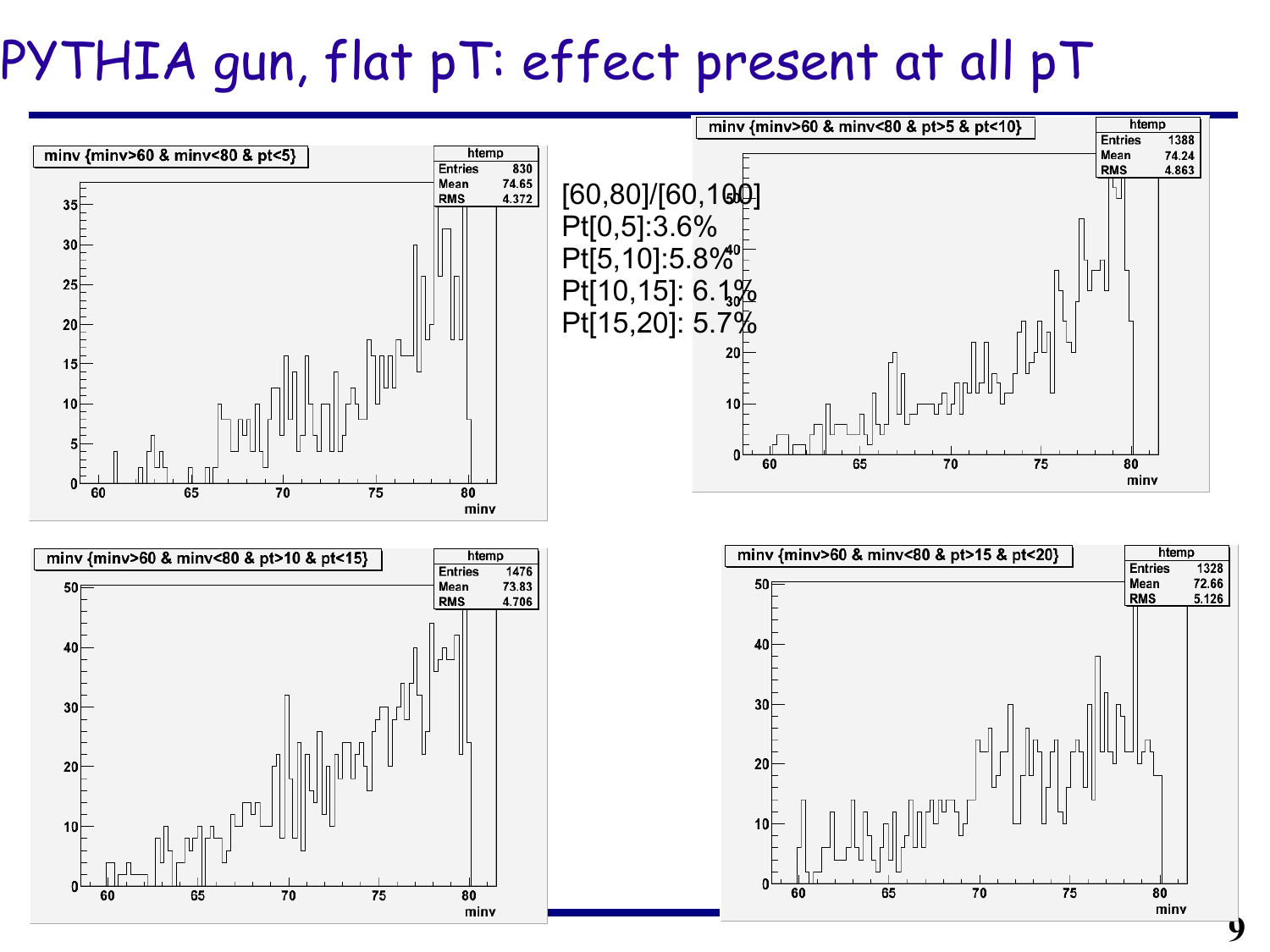# PYTHIA gun, flat pT: effect present at all pT

[60,80]/[60,100]
Pt[0,5]:3.6%
Pt[5,10]:5.8%
Pt[10,15]: 6.1%
Pt[15,20]: 5.7%

minv {minv>60 & minv<80 & pt<5}

| htemp | |
|---|---|
| Entries | 830 |
| Mean | 74.65 |
| RMS | 4.372 |

minv {minv>60 & minv<80 & pt>5 & pt<10}

| htemp | |
|---|---|
| Entries | 1388 |
| Mean | 74.24 |
| RMS | 4.863 |

minv {minv>60 & minv<80 & pt>10 & pt<15}

| htemp | |
|---|---|
| Entries | 1476 |
| Mean | 73.83 |
| RMS | 4.706 |

minv {minv>60 & minv<80 & pt>15 & pt<20}

| htemp | |
|---|---|
| Entries | 1328 |
| Mean | 72.66 |
| RMS | 5.126 |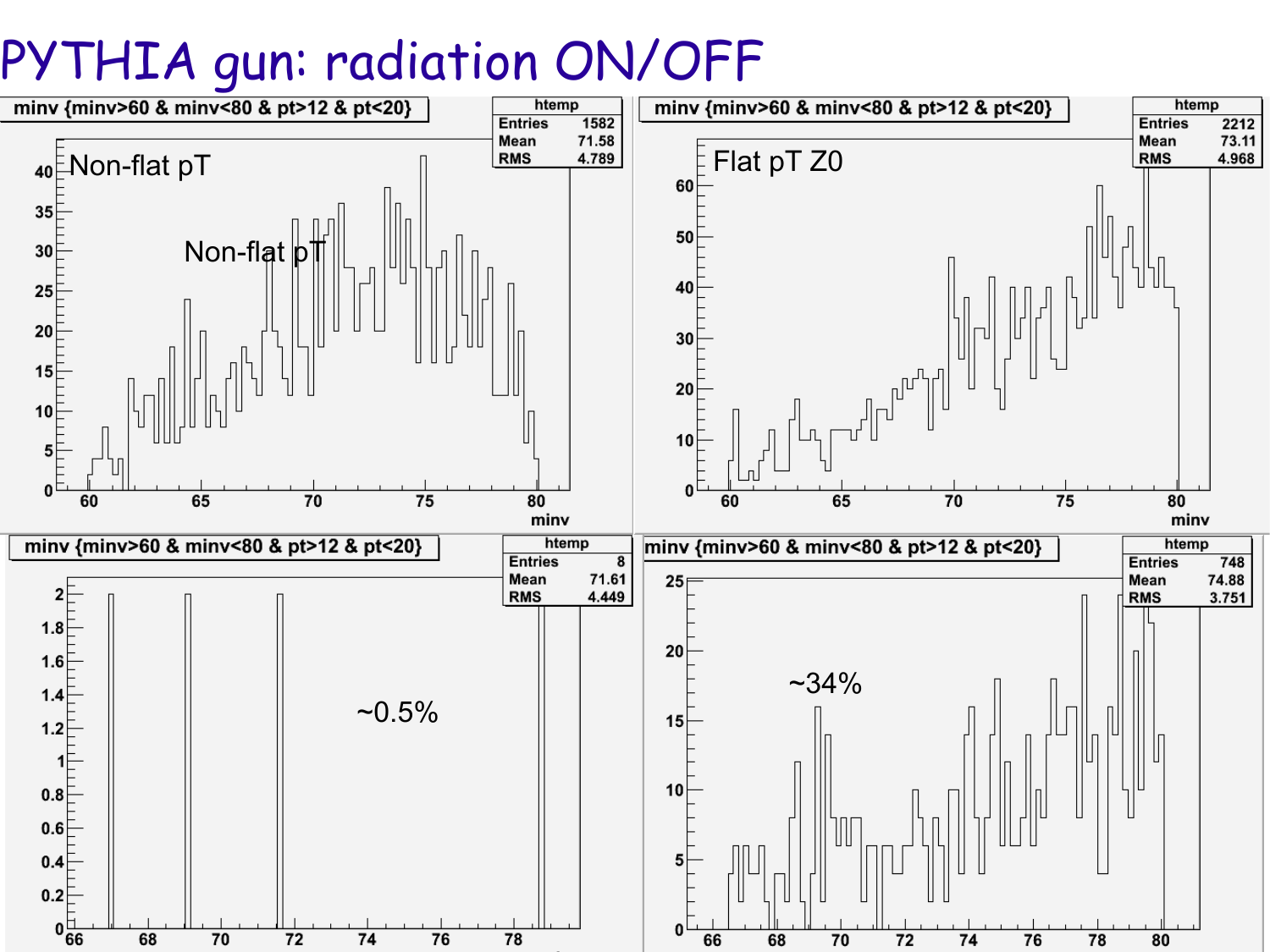# PYTHIA gun: radiation ON/OFF

**minv {minv>60 & minv<80 & pt>12 & pt<20}**

| htemp | |
|---|---|
| Entries | 1582 |
| Mean | 71.58 |
| RMS | 4.789 |

Non-flat pT

Non-flat pT

**minv {minv>60 & minv<80 & pt>12 & pt<20}**

| htemp | |
|---|---|
| Entries | 2212 |
| Mean | 73.11 |
| RMS | 4.968 |

Flat pT Z0

**minv {minv>60 & minv<80 & pt>12 & pt<20}**

| htemp | |
|---|---|
| Entries | 8 |
| Mean | 71.61 |
| RMS | 4.449 |

~0.5%

**minv {minv>60 & minv<80 & pt>12 & pt<20}**

| htemp | |
|---|---|
| Entries | 748 |
| Mean | 74.88 |
| RMS | 3.751 |

~34%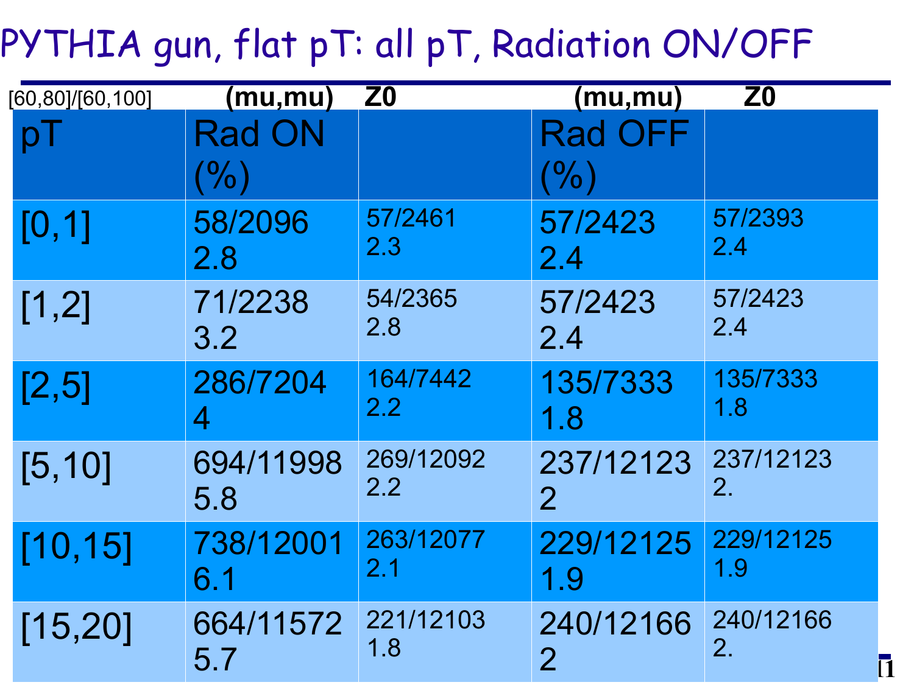# PYTHIA gun, flat pT: all pT, Radiation ON/OFF

[60,80]/[60,100]

| | (mu,mu) | Z0 | (mu,mu) | Z0 |
|---|---|---|---|---|
| pT | Rad ON (%) | | Rad OFF (%) | |
| [0,1] | 58/2096 2.8 | 57/2461 2.3 | 57/2423 2.4 | 57/2393 2.4 |
| [1,2] | 71/2238 3.2 | 54/2365 2.8 | 57/2423 2.4 | 57/2423 2.4 |
| [2,5] | 286/7204 4 | 164/7442 2.2 | 135/7333 1.8 | 135/7333 1.8 |
| [5,10] | 694/11998 5.8 | 269/12092 2.2 | 237/12123 2 | 237/12123 2. |
| [10,15] | 738/12001 6.1 | 263/12077 2.1 | 229/12125 1.9 | 229/12125 1.9 |
| [15,20] | 664/11572 5.7 | 221/12103 1.8 | 240/12166 2 | 240/12166 2. |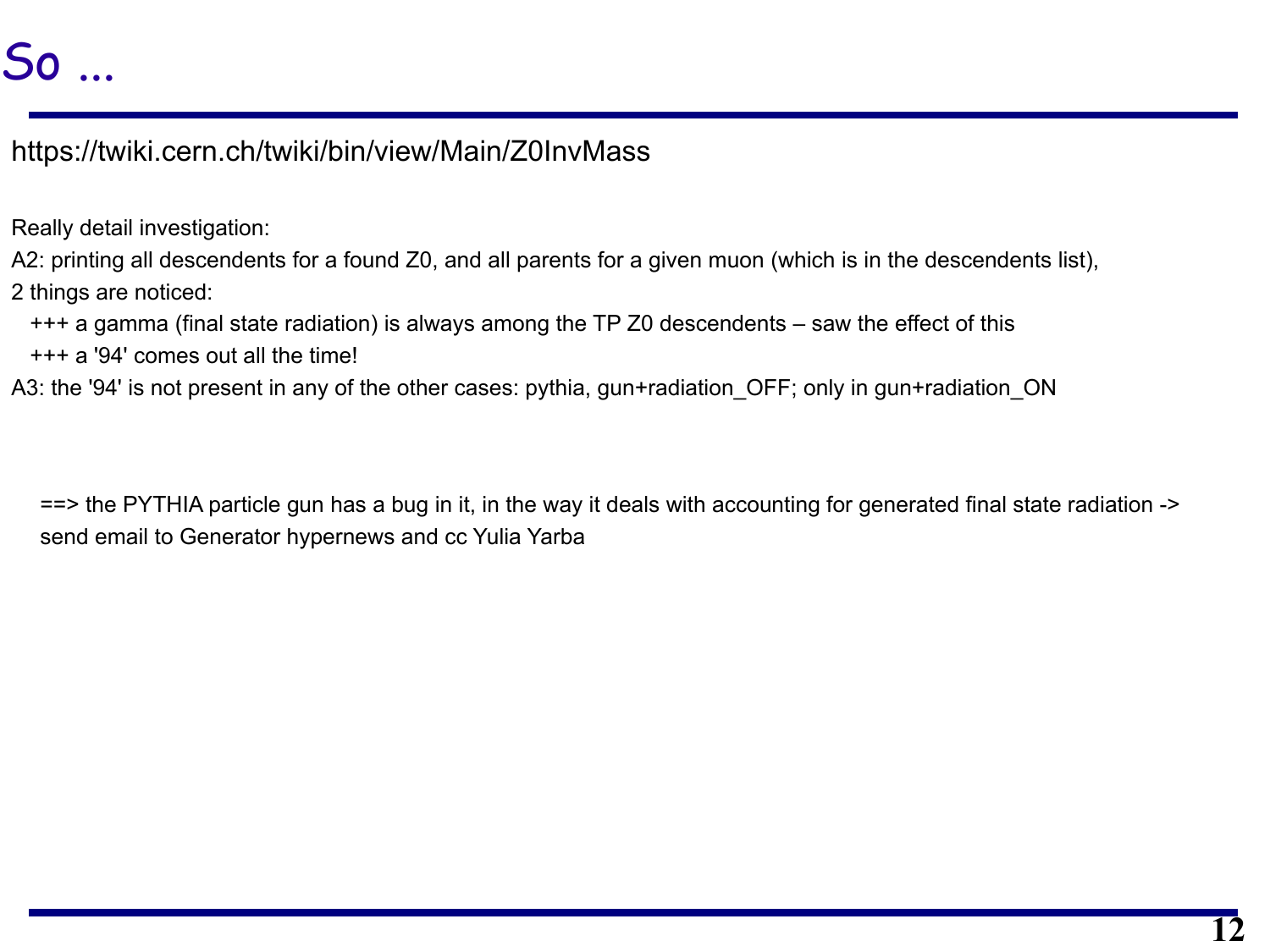# So ...

https://twiki.cern.ch/twiki/bin/view/Main/Z0InvMass

Really detail investigation:

A2: printing all descendents for a found Z0, and all parents for a given muon (which is in the descendents list),

2 things are noticed:

+++ a gamma (final state radiation) is always among the TP Z0 descendents – saw the effect of this

+++ a '94' comes out all the time!

A3: the '94' is not present in any of the other cases: pythia, gun+radiation_OFF; only in gun+radiation_ON

==> the PYTHIA particle gun has a bug in it, in the way it deals with accounting for generated final state radiation -> send email to Generator hypernews and cc Yulia Yarba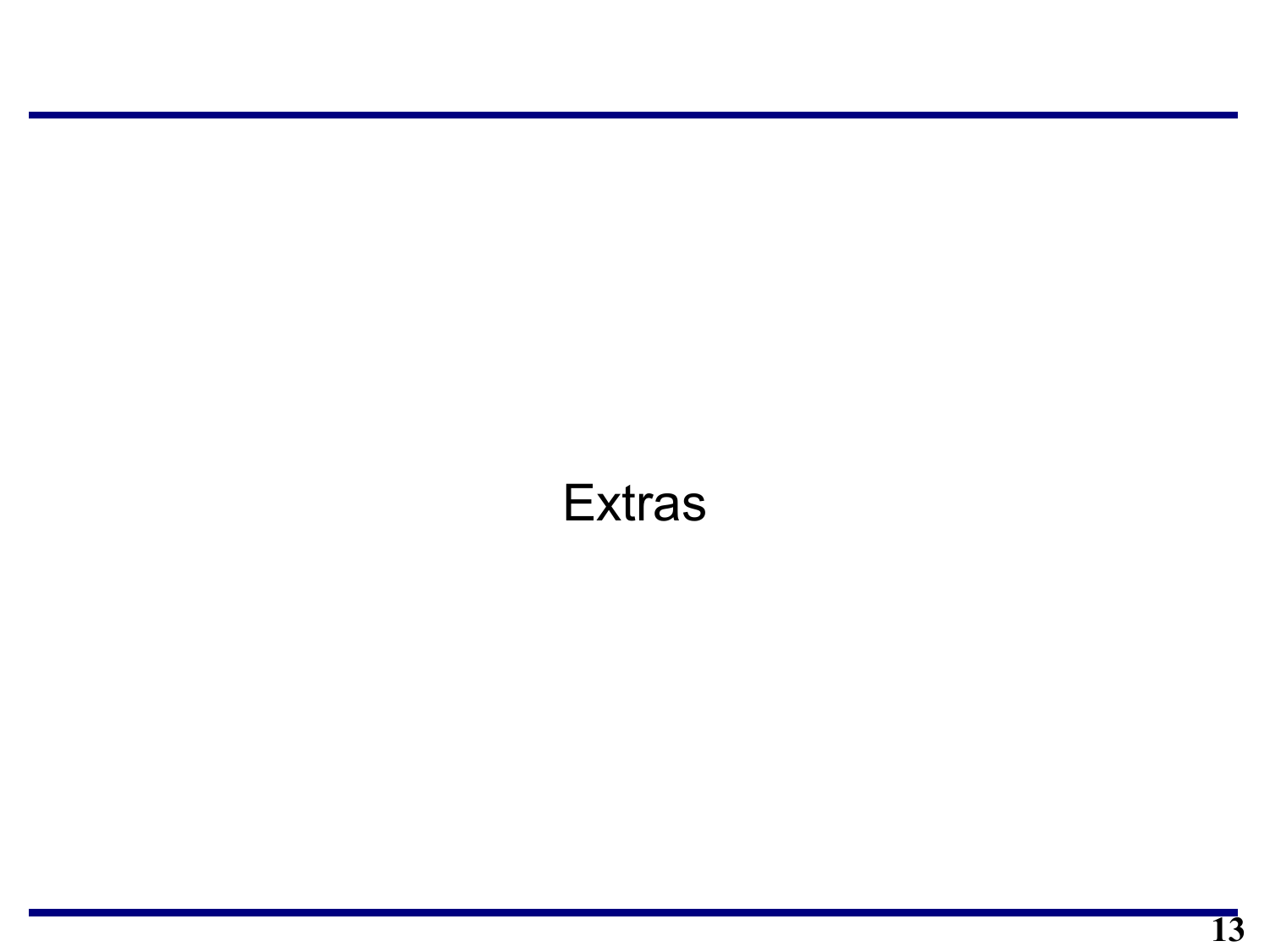Extras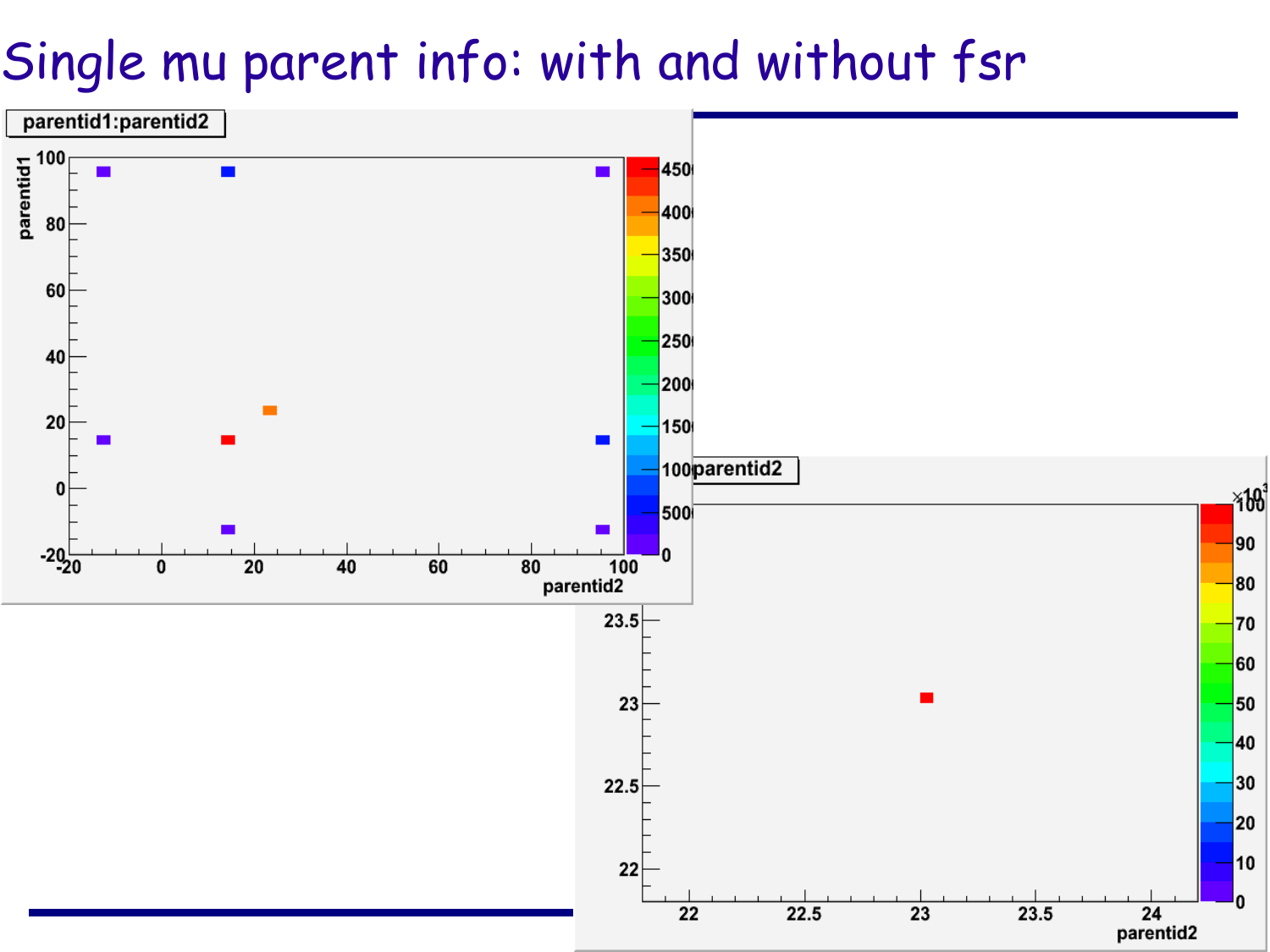# Single mu parent info: with and without fsr

parentid1:parentid2

parentid1

100
80
60
40
20
0
-20

-20
0
20
40
60
80
100

parentid2

450
400
350
300
250
200
150
100
500
0

parentid2

$\times 10^3$

100
90
80
70
60
50
40
30
20
10
0

23.5
23
22.5
22

22
22.5
23
23.5
24

parentid2